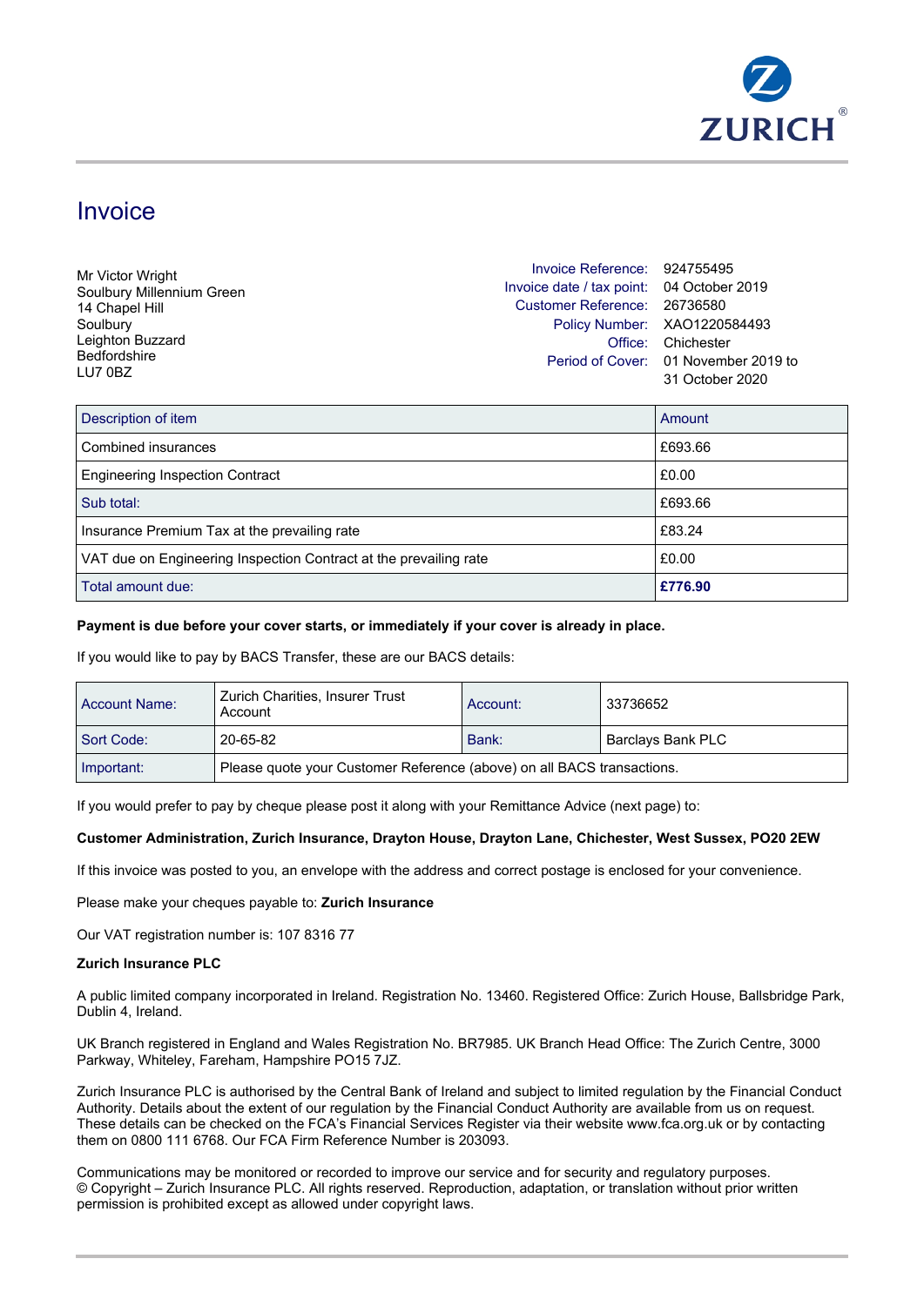ZURICH®

# Invoice

Mr Victor Wright
Soulbury Millennium Green
14 Chapel Hill
Soulbury
Leighton Buzzard
Bedfordshire
LU7 0BZ

| | |
|---|---|
| Invoice Reference: | 924755495 |
| Invoice date / tax point: | 04 October 2019 |
| Customer Reference: | 26736580 |
| Policy Number: | XAO1220584493 |
| Office: | Chichester |
| Period of Cover: | 01 November 2019 to 31 October 2020 |

| Description of item | Amount |
|---|---|
| Combined insurances | £693.66 |
| Engineering Inspection Contract | £0.00 |
| Sub total: | £693.66 |
| Insurance Premium Tax at the prevailing rate | £83.24 |
| VAT due on Engineering Inspection Contract at the prevailing rate | £0.00 |
| Total amount due: | **£776.90** |

**Payment is due before your cover starts, or immediately if your cover is already in place.**

If you would like to pay by BACS Transfer, these are our BACS details:

| | | | |
|---|---|---|---|
| Account Name: | Zurich Charities, Insurer Trust Account | Account: | 33736652 |
| Sort Code: | 20-65-82 | Bank: | Barclays Bank PLC |
| Important: | Please quote your Customer Reference (above) on all BACS transactions. | | |

If you would prefer to pay by cheque please post it along with your Remittance Advice (next page) to:

**Customer Administration, Zurich Insurance, Drayton House, Drayton Lane, Chichester, West Sussex, PO20 2EW**

If this invoice was posted to you, an envelope with the address and correct postage is enclosed for your convenience.

Please make your cheques payable to: **Zurich Insurance**

Our VAT registration number is: 107 8316 77

**Zurich Insurance PLC**

A public limited company incorporated in Ireland. Registration No. 13460. Registered Office: Zurich House, Ballsbridge Park, Dublin 4, Ireland.

UK Branch registered in England and Wales Registration No. BR7985. UK Branch Head Office: The Zurich Centre, 3000 Parkway, Whiteley, Fareham, Hampshire PO15 7JZ.

Zurich Insurance PLC is authorised by the Central Bank of Ireland and subject to limited regulation by the Financial Conduct Authority. Details about the extent of our regulation by the Financial Conduct Authority are available from us on request. These details can be checked on the FCA's Financial Services Register via their website www.fca.org.uk or by contacting them on 0800 111 6768. Our FCA Firm Reference Number is 203093.

Communications may be monitored or recorded to improve our service and for security and regulatory purposes.
© Copyright – Zurich Insurance PLC. All rights reserved. Reproduction, adaptation, or translation without prior written permission is prohibited except as allowed under copyright laws.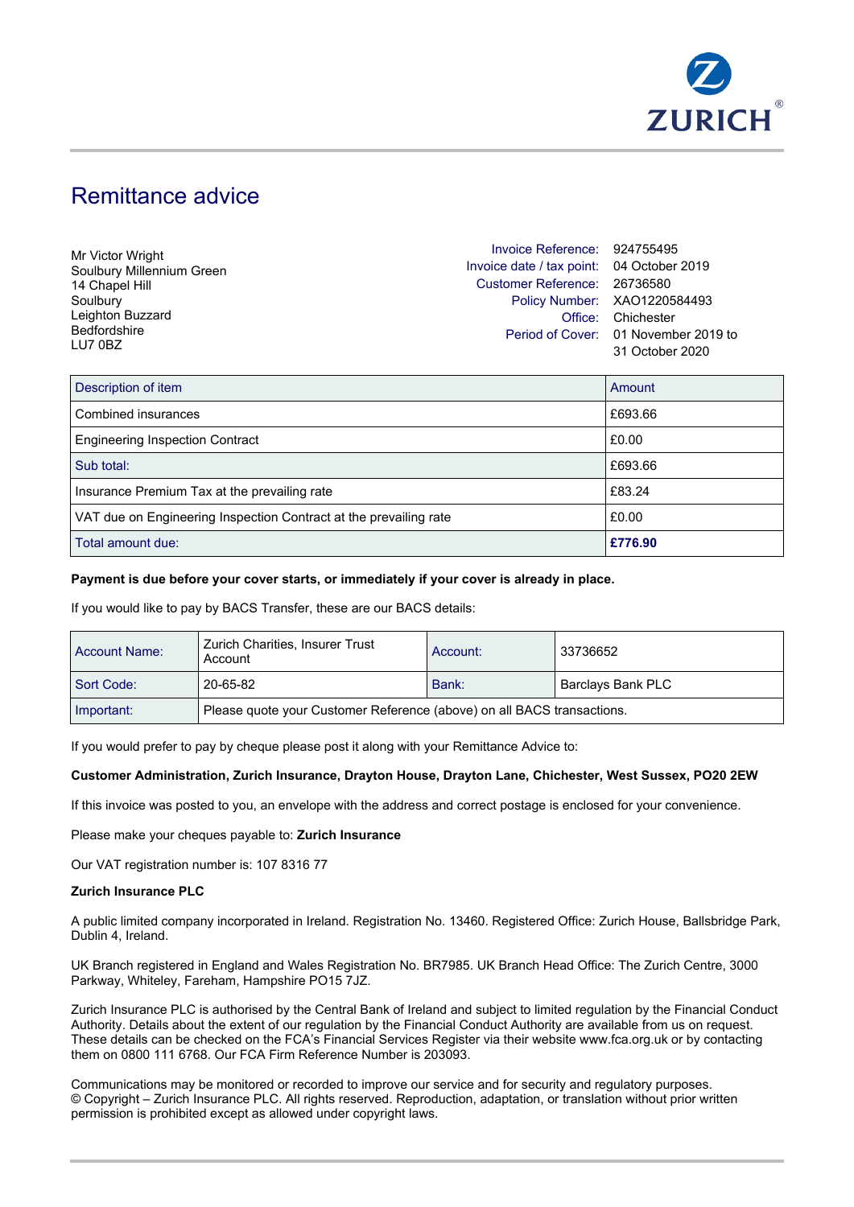ZURICH®

# Remittance advice

Mr Victor Wright
Soulbury Millennium Green
14 Chapel Hill
Soulbury
Leighton Buzzard
Bedfordshire
LU7 0BZ

| | |
|---|---|
| Invoice Reference: | 924755495 |
| Invoice date / tax point: | 04 October 2019 |
| Customer Reference: | 26736580 |
| Policy Number: | XAO1220584493 |
| Office: | Chichester |
| Period of Cover: | 01 November 2019 to 31 October 2020 |

| Description of item | Amount |
|---|---|
| Combined insurances | £693.66 |
| Engineering Inspection Contract | £0.00 |
| Sub total: | £693.66 |
| Insurance Premium Tax at the prevailing rate | £83.24 |
| VAT due on Engineering Inspection Contract at the prevailing rate | £0.00 |
| Total amount due: | **£776.90** |

**Payment is due before your cover starts, or immediately if your cover is already in place.**

If you would like to pay by BACS Transfer, these are our BACS details:

| | | | |
|---|---|---|---|
| Account Name: | Zurich Charities, Insurer Trust Account | Account: | 33736652 |
| Sort Code: | 20-65-82 | Bank: | Barclays Bank PLC |
| Important: | Please quote your Customer Reference (above) on all BACS transactions. | | |

If you would prefer to pay by cheque please post it along with your Remittance Advice to:

**Customer Administration, Zurich Insurance, Drayton House, Drayton Lane, Chichester, West Sussex, PO20 2EW**

If this invoice was posted to you, an envelope with the address and correct postage is enclosed for your convenience.

Please make your cheques payable to: **Zurich Insurance**

Our VAT registration number is: 107 8316 77

**Zurich Insurance PLC**

A public limited company incorporated in Ireland. Registration No. 13460. Registered Office: Zurich House, Ballsbridge Park, Dublin 4, Ireland.

UK Branch registered in England and Wales Registration No. BR7985. UK Branch Head Office: The Zurich Centre, 3000 Parkway, Whiteley, Fareham, Hampshire PO15 7JZ.

Zurich Insurance PLC is authorised by the Central Bank of Ireland and subject to limited regulation by the Financial Conduct Authority. Details about the extent of our regulation by the Financial Conduct Authority are available from us on request. These details can be checked on the FCA's Financial Services Register via their website www.fca.org.uk or by contacting them on 0800 111 6768. Our FCA Firm Reference Number is 203093.

Communications may be monitored or recorded to improve our service and for security and regulatory purposes.
© Copyright – Zurich Insurance PLC. All rights reserved. Reproduction, adaptation, or translation without prior written permission is prohibited except as allowed under copyright laws.